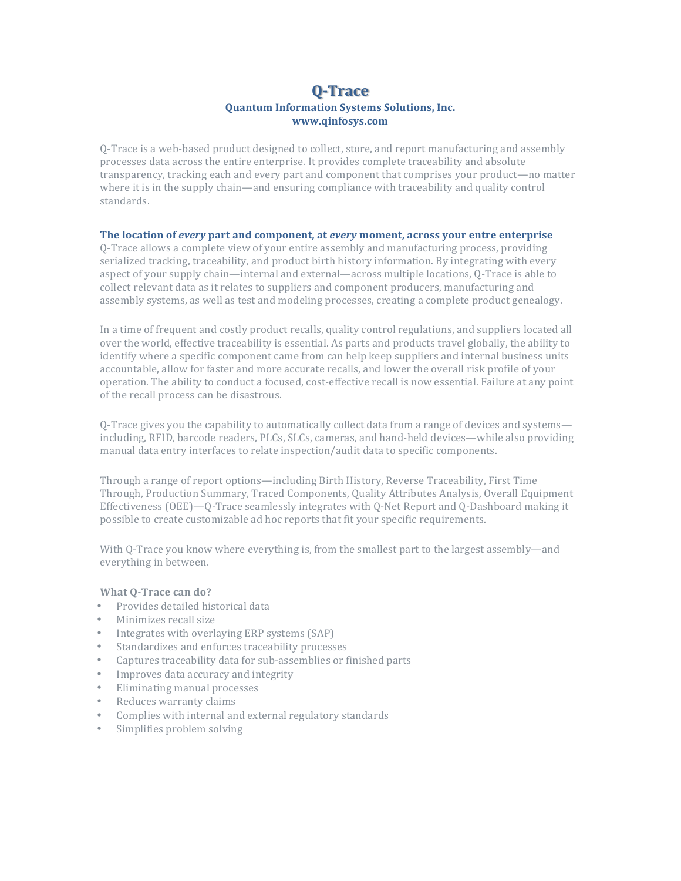# Q-Trace

**Quantum Information Systems Solutions, Inc.**
**www.qinfosys.com**

Q-Trace is a web-based product designed to collect, store, and report manufacturing and assembly processes data across the entire enterprise. It provides complete traceability and absolute transparency, tracking each and every part and component that comprises your product—no matter where it is in the supply chain—and ensuring compliance with traceability and quality control standards.

## The location of *every* part and component, at *every* moment, across your entre enterprise

Q-Trace allows a complete view of your entire assembly and manufacturing process, providing serialized tracking, traceability, and product birth history information. By integrating with every aspect of your supply chain—internal and external—across multiple locations, Q-Trace is able to collect relevant data as it relates to suppliers and component producers, manufacturing and assembly systems, as well as test and modeling processes, creating a complete product genealogy.

In a time of frequent and costly product recalls, quality control regulations, and suppliers located all over the world, effective traceability is essential. As parts and products travel globally, the ability to identify where a specific component came from can help keep suppliers and internal business units accountable, allow for faster and more accurate recalls, and lower the overall risk profile of your operation. The ability to conduct a focused, cost-effective recall is now essential. Failure at any point of the recall process can be disastrous.

Q-Trace gives you the capability to automatically collect data from a range of devices and systems—including, RFID, barcode readers, PLCs, SLCs, cameras, and hand-held devices—while also providing manual data entry interfaces to relate inspection/audit data to specific components.

Through a range of report options—including Birth History, Reverse Traceability, First Time Through, Production Summary, Traced Components, Quality Attributes Analysis, Overall Equipment Effectiveness (OEE)—Q-Trace seamlessly integrates with Q-Net Report and Q-Dashboard making it possible to create customizable ad hoc reports that fit your specific requirements.

With Q-Trace you know where everything is, from the smallest part to the largest assembly—and everything in between.

### What Q-Trace can do?

- Provides detailed historical data
- Minimizes recall size
- Integrates with overlaying ERP systems (SAP)
- Standardizes and enforces traceability processes
- Captures traceability data for sub-assemblies or finished parts
- Improves data accuracy and integrity
- Eliminating manual processes
- Reduces warranty claims
- Complies with internal and external regulatory standards
- Simplifies problem solving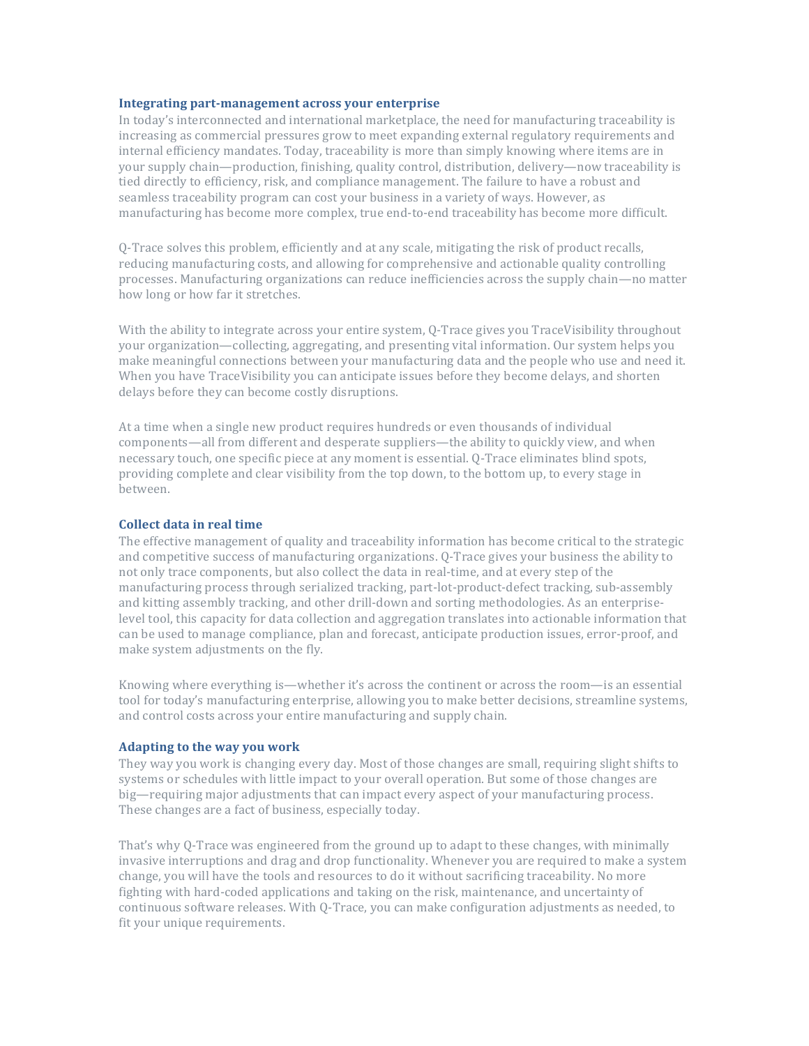### Integrating part-management across your enterprise

In today's interconnected and international marketplace, the need for manufacturing traceability is increasing as commercial pressures grow to meet expanding external regulatory requirements and internal efficiency mandates. Today, traceability is more than simply knowing where items are in your supply chain—production, finishing, quality control, distribution, delivery—now traceability is tied directly to efficiency, risk, and compliance management. The failure to have a robust and seamless traceability program can cost your business in a variety of ways. However, as manufacturing has become more complex, true end-to-end traceability has become more difficult.

Q-Trace solves this problem, efficiently and at any scale, mitigating the risk of product recalls, reducing manufacturing costs, and allowing for comprehensive and actionable quality controlling processes. Manufacturing organizations can reduce inefficiencies across the supply chain—no matter how long or how far it stretches.

With the ability to integrate across your entire system, Q-Trace gives you TraceVisibility throughout your organization—collecting, aggregating, and presenting vital information. Our system helps you make meaningful connections between your manufacturing data and the people who use and need it. When you have TraceVisibility you can anticipate issues before they become delays, and shorten delays before they can become costly disruptions.

At a time when a single new product requires hundreds or even thousands of individual components—all from different and desperate suppliers—the ability to quickly view, and when necessary touch, one specific piece at any moment is essential. Q-Trace eliminates blind spots, providing complete and clear visibility from the top down, to the bottom up, to every stage in between.

### Collect data in real time

The effective management of quality and traceability information has become critical to the strategic and competitive success of manufacturing organizations. Q-Trace gives your business the ability to not only trace components, but also collect the data in real-time, and at every step of the manufacturing process through serialized tracking, part-lot-product-defect tracking, sub-assembly and kitting assembly tracking, and other drill-down and sorting methodologies. As an enterprise-level tool, this capacity for data collection and aggregation translates into actionable information that can be used to manage compliance, plan and forecast, anticipate production issues, error-proof, and make system adjustments on the fly.

Knowing where everything is—whether it's across the continent or across the room—is an essential tool for today's manufacturing enterprise, allowing you to make better decisions, streamline systems, and control costs across your entire manufacturing and supply chain.

### Adapting to the way you work

They way you work is changing every day. Most of those changes are small, requiring slight shifts to systems or schedules with little impact to your overall operation. But some of those changes are big—requiring major adjustments that can impact every aspect of your manufacturing process. These changes are a fact of business, especially today.

That's why Q-Trace was engineered from the ground up to adapt to these changes, with minimally invasive interruptions and drag and drop functionality. Whenever you are required to make a system change, you will have the tools and resources to do it without sacrificing traceability. No more fighting with hard-coded applications and taking on the risk, maintenance, and uncertainty of continuous software releases. With Q-Trace, you can make configuration adjustments as needed, to fit your unique requirements.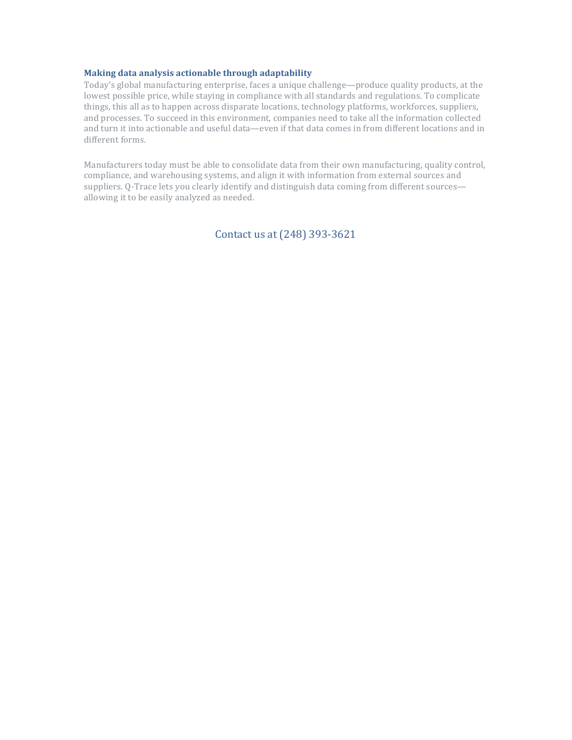### Making data analysis actionable through adaptability

Today's global manufacturing enterprise, faces a unique challenge—produce quality products, at the lowest possible price, while staying in compliance with all standards and regulations. To complicate things, this all as to happen across disparate locations, technology platforms, workforces, suppliers, and processes. To succeed in this environment, companies need to take all the information collected and turn it into actionable and useful data—even if that data comes in from different locations and in different forms.

Manufacturers today must be able to consolidate data from their own manufacturing, quality control, compliance, and warehousing systems, and align it with information from external sources and suppliers. Q-Trace lets you clearly identify and distinguish data coming from different sources—allowing it to be easily analyzed as needed.

Contact us at (248) 393-3621